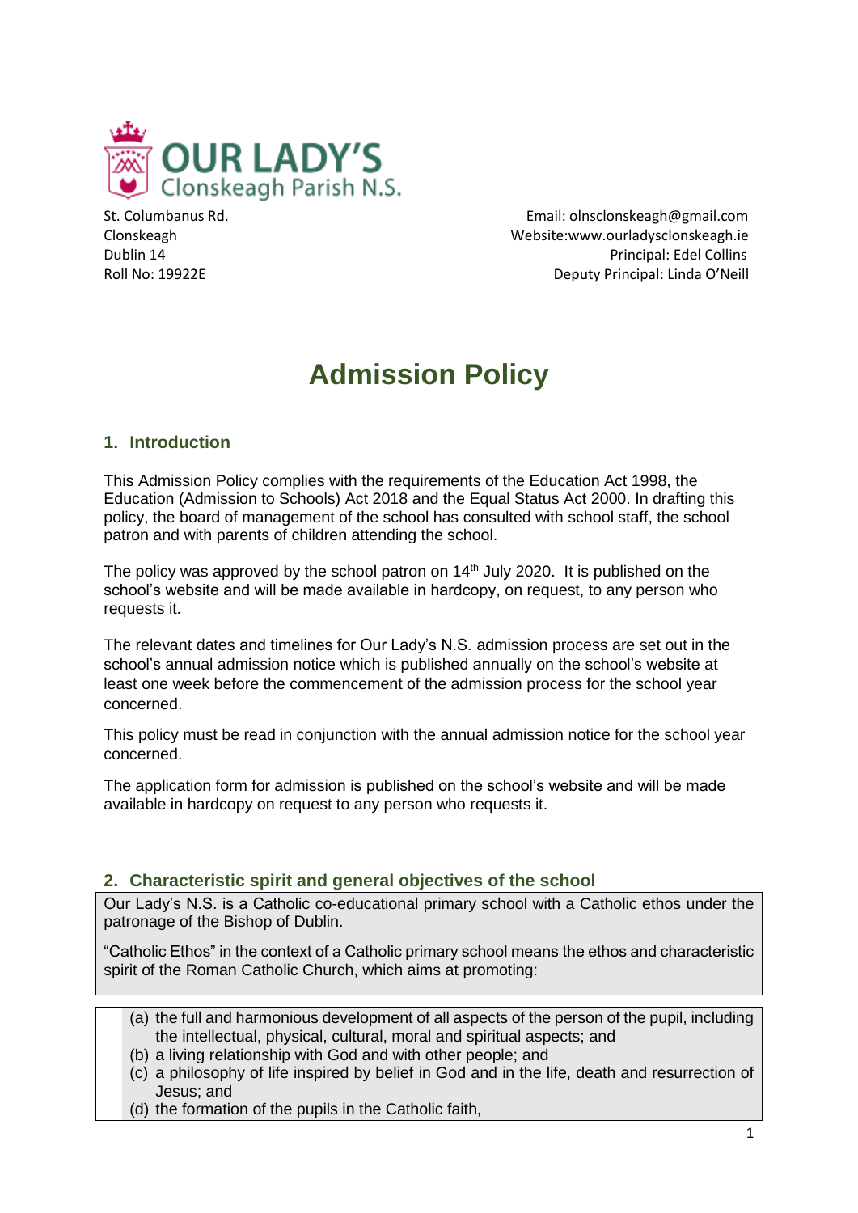**OUR LADY'S**
Clonskeagh Parish N.S.

St. Columbanus Rd.
Clonskeagh
Dublin 14
Roll No: 19922E

Email: olnsclonskeagh@gmail.com
Website:www.ourladysclonskeagh.ie
Principal: Edel Collins
Deputy Principal: Linda O'Neill

# Admission Policy

## 1. Introduction

This Admission Policy complies with the requirements of the Education Act 1998, the Education (Admission to Schools) Act 2018 and the Equal Status Act 2000. In drafting this policy, the board of management of the school has consulted with school staff, the school patron and with parents of children attending the school.

The policy was approved by the school patron on 14th July 2020. It is published on the school's website and will be made available in hardcopy, on request, to any person who requests it.

The relevant dates and timelines for Our Lady's N.S. admission process are set out in the school's annual admission notice which is published annually on the school's website at least one week before the commencement of the admission process for the school year concerned.

This policy must be read in conjunction with the annual admission notice for the school year concerned.

The application form for admission is published on the school's website and will be made available in hardcopy on request to any person who requests it.

## 2. Characteristic spirit and general objectives of the school

Our Lady's N.S. is a Catholic co-educational primary school with a Catholic ethos under the patronage of the Bishop of Dublin.

"Catholic Ethos" in the context of a Catholic primary school means the ethos and characteristic spirit of the Roman Catholic Church, which aims at promoting:

(a) the full and harmonious development of all aspects of the person of the pupil, including the intellectual, physical, cultural, moral and spiritual aspects; and
(b) a living relationship with God and with other people; and
(c) a philosophy of life inspired by belief in God and in the life, death and resurrection of Jesus; and
(d) the formation of the pupils in the Catholic faith,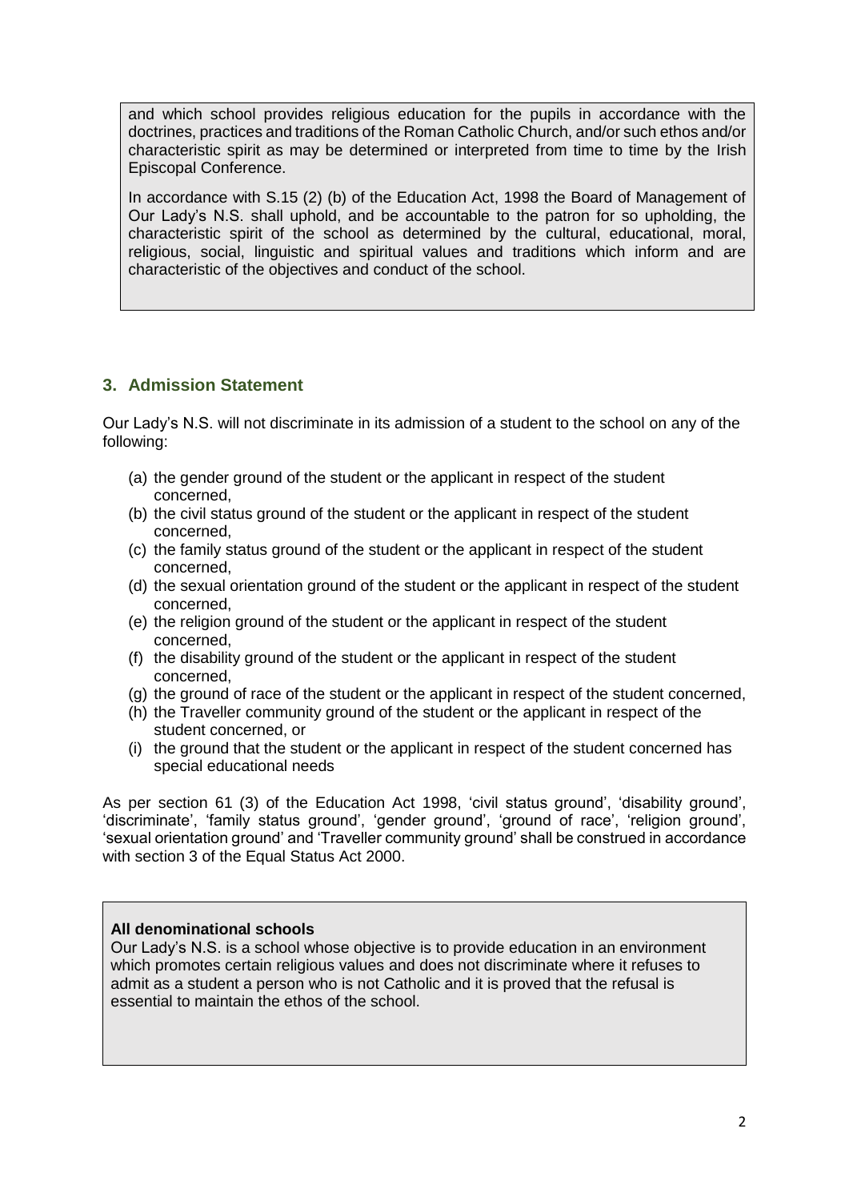and which school provides religious education for the pupils in accordance with the doctrines, practices and traditions of the Roman Catholic Church, and/or such ethos and/or characteristic spirit as may be determined or interpreted from time to time by the Irish Episcopal Conference.

In accordance with S.15 (2) (b) of the Education Act, 1998 the Board of Management of Our Lady's N.S. shall uphold, and be accountable to the patron for so upholding, the characteristic spirit of the school as determined by the cultural, educational, moral, religious, social, linguistic and spiritual values and traditions which inform and are characteristic of the objectives and conduct of the school.

## 3. Admission Statement

Our Lady's N.S. will not discriminate in its admission of a student to the school on any of the following:

(a) the gender ground of the student or the applicant in respect of the student concerned,
(b) the civil status ground of the student or the applicant in respect of the student concerned,
(c) the family status ground of the student or the applicant in respect of the student concerned,
(d) the sexual orientation ground of the student or the applicant in respect of the student concerned,
(e) the religion ground of the student or the applicant in respect of the student concerned,
(f) the disability ground of the student or the applicant in respect of the student concerned,
(g) the ground of race of the student or the applicant in respect of the student concerned,
(h) the Traveller community ground of the student or the applicant in respect of the student concerned, or
(i) the ground that the student or the applicant in respect of the student concerned has special educational needs

As per section 61 (3) of the Education Act 1998, 'civil status ground', 'disability ground', 'discriminate', 'family status ground', 'gender ground', 'ground of race', 'religion ground', 'sexual orientation ground' and 'Traveller community ground' shall be construed in accordance with section 3 of the Equal Status Act 2000.

**All denominational schools**

Our Lady's N.S. is a school whose objective is to provide education in an environment which promotes certain religious values and does not discriminate where it refuses to admit as a student a person who is not Catholic and it is proved that the refusal is essential to maintain the ethos of the school.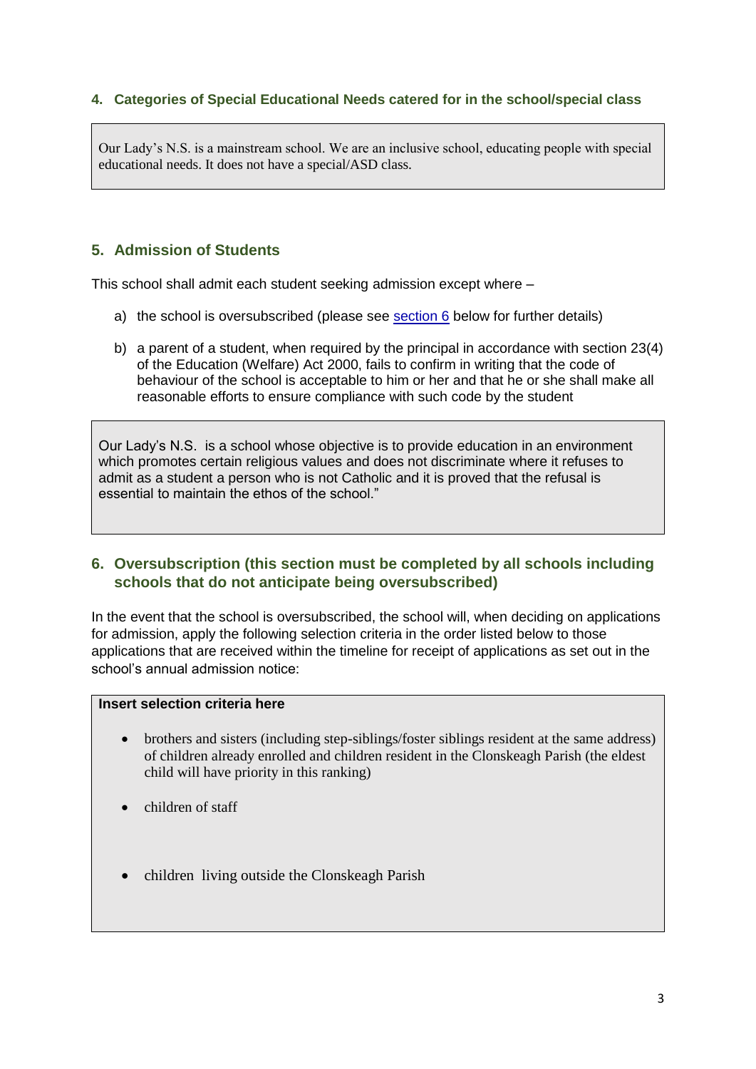## 4. Categories of Special Educational Needs catered for in the school/special class

Our Lady's N.S. is a mainstream school. We are an inclusive school, educating people with special educational needs. It does not have a special/ASD class.

## 5. Admission of Students

This school shall admit each student seeking admission except where –

a) the school is oversubscribed (please see section 6 below for further details)

b) a parent of a student, when required by the principal in accordance with section 23(4) of the Education (Welfare) Act 2000, fails to confirm in writing that the code of behaviour of the school is acceptable to him or her and that he or she shall make all reasonable efforts to ensure compliance with such code by the student

Our Lady's N.S. is a school whose objective is to provide education in an environment which promotes certain religious values and does not discriminate where it refuses to admit as a student a person who is not Catholic and it is proved that the refusal is essential to maintain the ethos of the school."

## 6. Oversubscription (this section must be completed by all schools including schools that do not anticipate being oversubscribed)

In the event that the school is oversubscribed, the school will, when deciding on applications for admission, apply the following selection criteria in the order listed below to those applications that are received within the timeline for receipt of applications as set out in the school's annual admission notice:

**Insert selection criteria here**

- brothers and sisters (including step-siblings/foster siblings resident at the same address) of children already enrolled and children resident in the Clonskeagh Parish (the eldest child will have priority in this ranking)
- children of staff
- children living outside the Clonskeagh Parish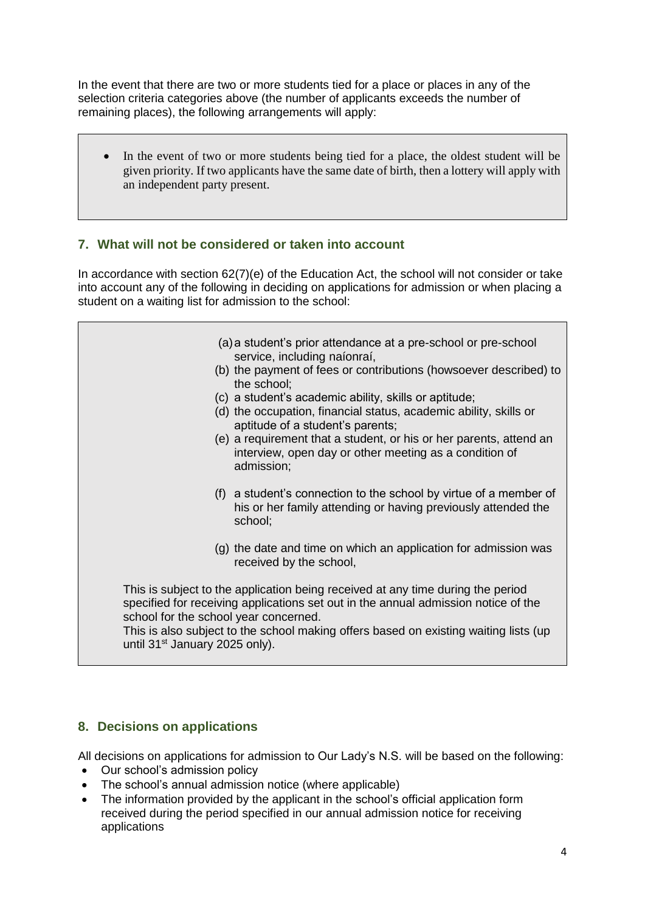In the event that there are two or more students tied for a place or places in any of the selection criteria categories above (the number of applicants exceeds the number of remaining places), the following arrangements will apply:

- In the event of two or more students being tied for a place, the oldest student will be given priority. If two applicants have the same date of birth, then a lottery will apply with an independent party present.

## 7. What will not be considered or taken into account

In accordance with section 62(7)(e) of the Education Act, the school will not consider or take into account any of the following in deciding on applications for admission or when placing a student on a waiting list for admission to the school:

(a) a student's prior attendance at a pre-school or pre-school service, including naíonraí,
(b) the payment of fees or contributions (howsoever described) to the school;
(c) a student's academic ability, skills or aptitude;
(d) the occupation, financial status, academic ability, skills or aptitude of a student's parents;
(e) a requirement that a student, or his or her parents, attend an interview, open day or other meeting as a condition of admission;

(f) a student's connection to the school by virtue of a member of his or her family attending or having previously attended the school;

(g) the date and time on which an application for admission was received by the school,

This is subject to the application being received at any time during the period specified for receiving applications set out in the annual admission notice of the school for the school year concerned.
This is also subject to the school making offers based on existing waiting lists (up until 31st January 2025 only).

## 8. Decisions on applications

All decisions on applications for admission to Our Lady's N.S. will be based on the following:

- Our school's admission policy
- The school's annual admission notice (where applicable)
- The information provided by the applicant in the school's official application form received during the period specified in our annual admission notice for receiving applications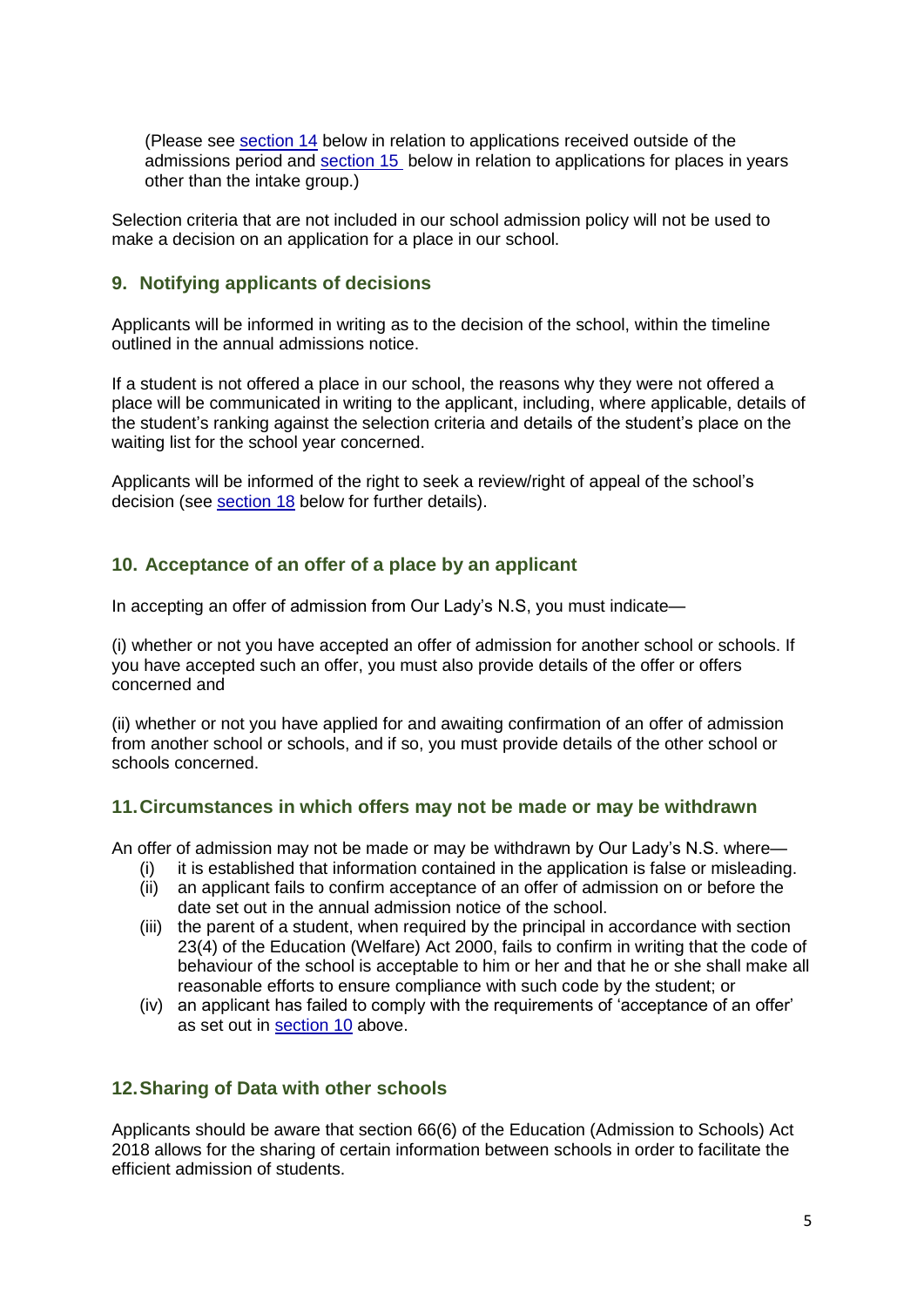(Please see section 14 below in relation to applications received outside of the admissions period and section 15 below in relation to applications for places in years other than the intake group.)

Selection criteria that are not included in our school admission policy will not be used to make a decision on an application for a place in our school.

## 9. Notifying applicants of decisions

Applicants will be informed in writing as to the decision of the school, within the timeline outlined in the annual admissions notice.

If a student is not offered a place in our school, the reasons why they were not offered a place will be communicated in writing to the applicant, including, where applicable, details of the student's ranking against the selection criteria and details of the student's place on the waiting list for the school year concerned.

Applicants will be informed of the right to seek a review/right of appeal of the school's decision (see section 18 below for further details).

## 10. Acceptance of an offer of a place by an applicant

In accepting an offer of admission from Our Lady's N.S, you must indicate—

(i) whether or not you have accepted an offer of admission for another school or schools. If you have accepted such an offer, you must also provide details of the offer or offers concerned and

(ii) whether or not you have applied for and awaiting confirmation of an offer of admission from another school or schools, and if so, you must provide details of the other school or schools concerned.

## 11. Circumstances in which offers may not be made or may be withdrawn

An offer of admission may not be made or may be withdrawn by Our Lady's N.S. where—

- (i) it is established that information contained in the application is false or misleading.
- (ii) an applicant fails to confirm acceptance of an offer of admission on or before the date set out in the annual admission notice of the school.
- (iii) the parent of a student, when required by the principal in accordance with section 23(4) of the Education (Welfare) Act 2000, fails to confirm in writing that the code of behaviour of the school is acceptable to him or her and that he or she shall make all reasonable efforts to ensure compliance with such code by the student; or
- (iv) an applicant has failed to comply with the requirements of 'acceptance of an offer' as set out in section 10 above.

## 12. Sharing of Data with other schools

Applicants should be aware that section 66(6) of the Education (Admission to Schools) Act 2018 allows for the sharing of certain information between schools in order to facilitate the efficient admission of students.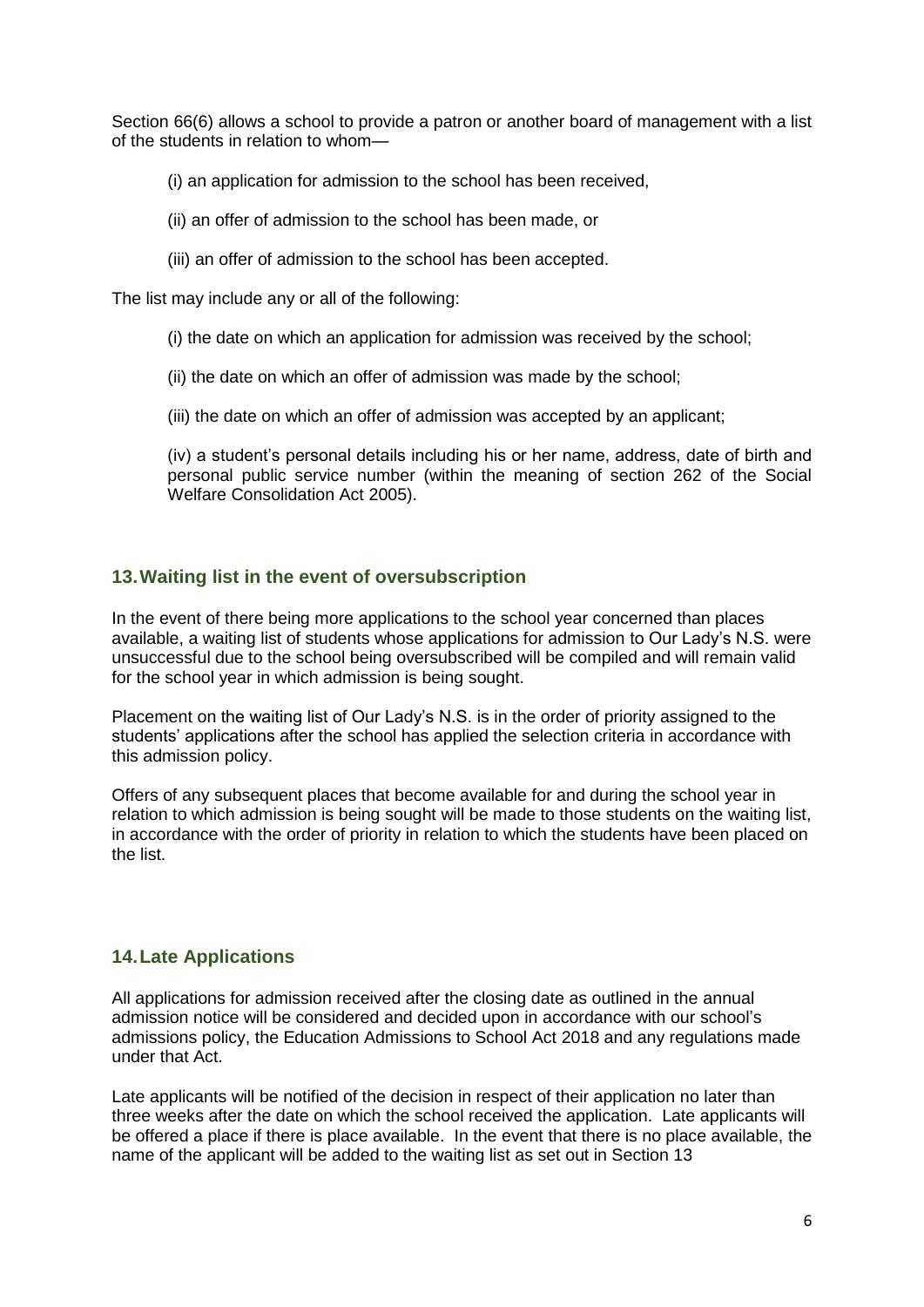Section 66(6) allows a school to provide a patron or another board of management with a list of the students in relation to whom—

(i) an application for admission to the school has been received,

(ii) an offer of admission to the school has been made, or

(iii) an offer of admission to the school has been accepted.

The list may include any or all of the following:

(i) the date on which an application for admission was received by the school;

(ii) the date on which an offer of admission was made by the school;

(iii) the date on which an offer of admission was accepted by an applicant;

(iv) a student's personal details including his or her name, address, date of birth and personal public service number (within the meaning of section 262 of the Social Welfare Consolidation Act 2005).

## 13. Waiting list in the event of oversubscription

In the event of there being more applications to the school year concerned than places available, a waiting list of students whose applications for admission to Our Lady's N.S. were unsuccessful due to the school being oversubscribed will be compiled and will remain valid for the school year in which admission is being sought.

Placement on the waiting list of Our Lady's N.S. is in the order of priority assigned to the students' applications after the school has applied the selection criteria in accordance with this admission policy.

Offers of any subsequent places that become available for and during the school year in relation to which admission is being sought will be made to those students on the waiting list, in accordance with the order of priority in relation to which the students have been placed on the list.

## 14. Late Applications

All applications for admission received after the closing date as outlined in the annual admission notice will be considered and decided upon in accordance with our school's admissions policy, the Education Admissions to School Act 2018 and any regulations made under that Act.

Late applicants will be notified of the decision in respect of their application no later than three weeks after the date on which the school received the application. Late applicants will be offered a place if there is place available. In the event that there is no place available, the name of the applicant will be added to the waiting list as set out in Section 13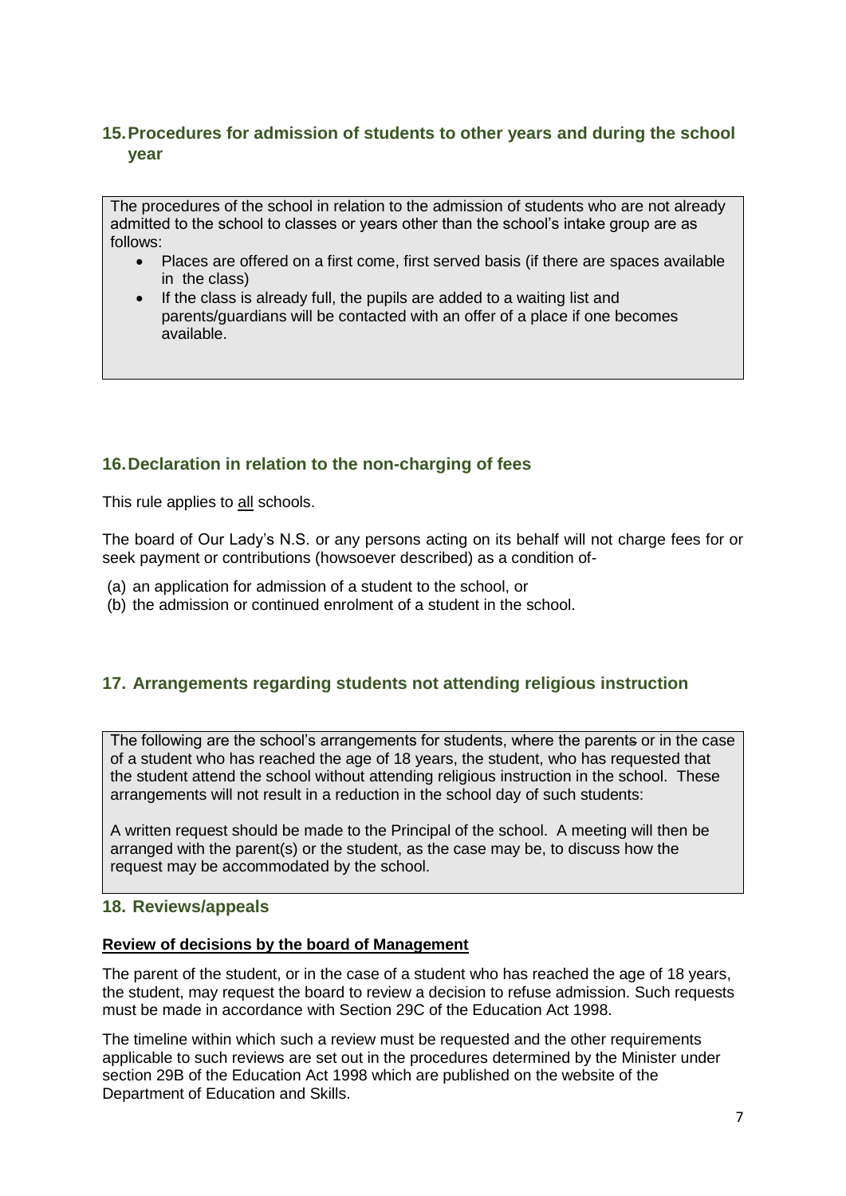## 15. Procedures for admission of students to other years and during the school year

The procedures of the school in relation to the admission of students who are not already admitted to the school to classes or years other than the school's intake group are as follows:

- Places are offered on a first come, first served basis (if there are spaces available in the class)
- If the class is already full, the pupils are added to a waiting list and parents/guardians will be contacted with an offer of a place if one becomes available.

## 16. Declaration in relation to the non-charging of fees

This rule applies to all schools.

The board of Our Lady's N.S. or any persons acting on its behalf will not charge fees for or seek payment or contributions (howsoever described) as a condition of-

(a) an application for admission of a student to the school, or
(b) the admission or continued enrolment of a student in the school.

## 17. Arrangements regarding students not attending religious instruction

The following are the school's arrangements for students, where the parents or in the case of a student who has reached the age of 18 years, the student, who has requested that the student attend the school without attending religious instruction in the school. These arrangements will not result in a reduction in the school day of such students:

A written request should be made to the Principal of the school. A meeting will then be arranged with the parent(s) or the student, as the case may be, to discuss how the request may be accommodated by the school.

## 18. Reviews/appeals

**Review of decisions by the board of Management**

The parent of the student, or in the case of a student who has reached the age of 18 years, the student, may request the board to review a decision to refuse admission. Such requests must be made in accordance with Section 29C of the Education Act 1998.

The timeline within which such a review must be requested and the other requirements applicable to such reviews are set out in the procedures determined by the Minister under section 29B of the Education Act 1998 which are published on the website of the Department of Education and Skills.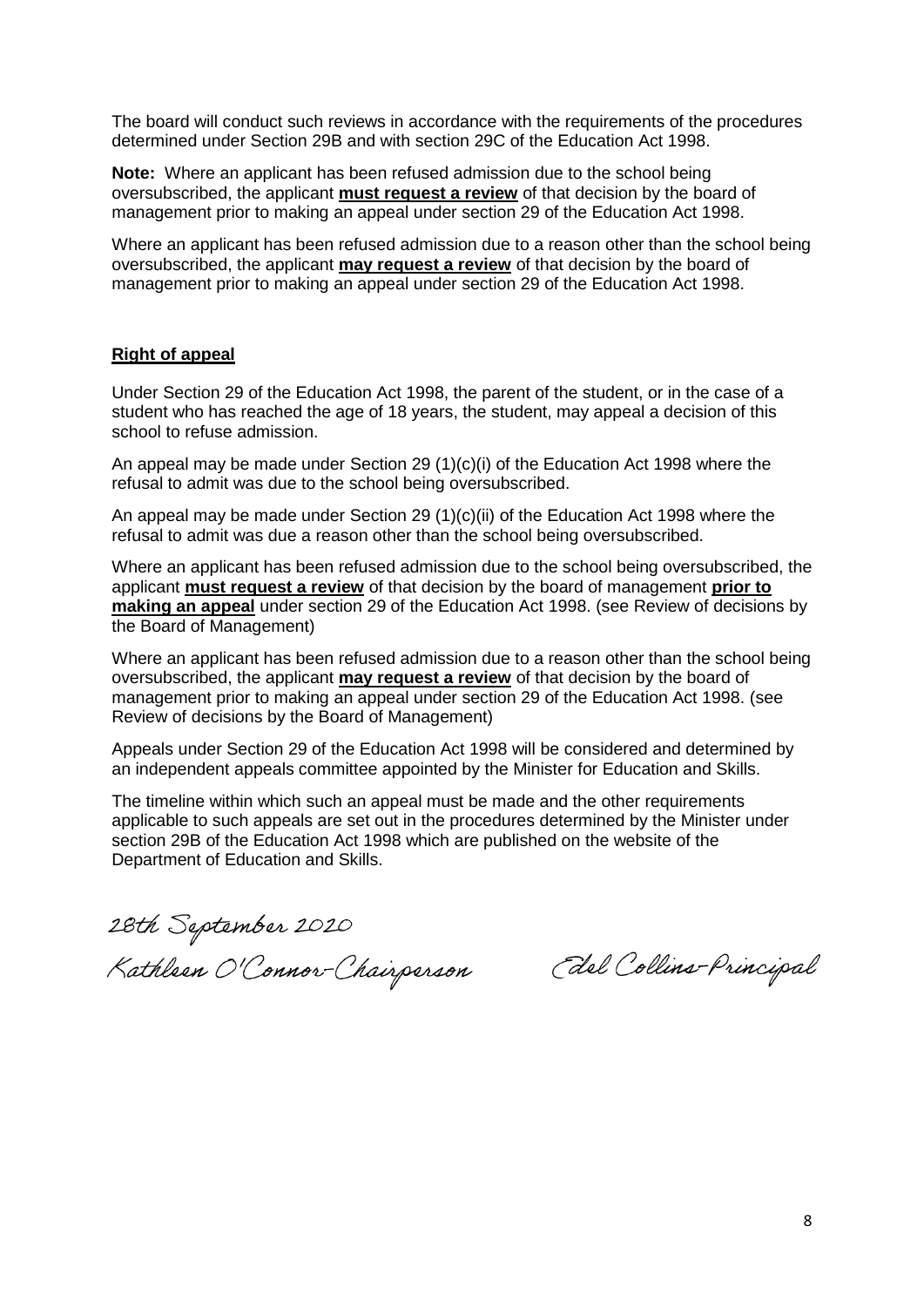The board will conduct such reviews in accordance with the requirements of the procedures determined under Section 29B and with section 29C of the Education Act 1998.

**Note:** Where an applicant has been refused admission due to the school being oversubscribed, the applicant **must request a review** of that decision by the board of management prior to making an appeal under section 29 of the Education Act 1998.

Where an applicant has been refused admission due to a reason other than the school being oversubscribed, the applicant **may request a review** of that decision by the board of management prior to making an appeal under section 29 of the Education Act 1998.

## Right of appeal

Under Section 29 of the Education Act 1998, the parent of the student, or in the case of a student who has reached the age of 18 years, the student, may appeal a decision of this school to refuse admission.

An appeal may be made under Section 29 (1)(c)(i) of the Education Act 1998 where the refusal to admit was due to the school being oversubscribed.

An appeal may be made under Section 29 (1)(c)(ii) of the Education Act 1998 where the refusal to admit was due a reason other than the school being oversubscribed.

Where an applicant has been refused admission due to the school being oversubscribed, the applicant **must request a review** of that decision by the board of management **prior to making an appeal** under section 29 of the Education Act 1998. (see Review of decisions by the Board of Management)

Where an applicant has been refused admission due to a reason other than the school being oversubscribed, the applicant **may request a review** of that decision by the board of management prior to making an appeal under section 29 of the Education Act 1998. (see Review of decisions by the Board of Management)

Appeals under Section 29 of the Education Act 1998 will be considered and determined by an independent appeals committee appointed by the Minister for Education and Skills.

The timeline within which such an appeal must be made and the other requirements applicable to such appeals are set out in the procedures determined by the Minister under section 29B of the Education Act 1998 which are published on the website of the Department of Education and Skills.

*28th September 2020*

*Kathleen O'Connor-Chairperson*

*Edel Collins-Principal*